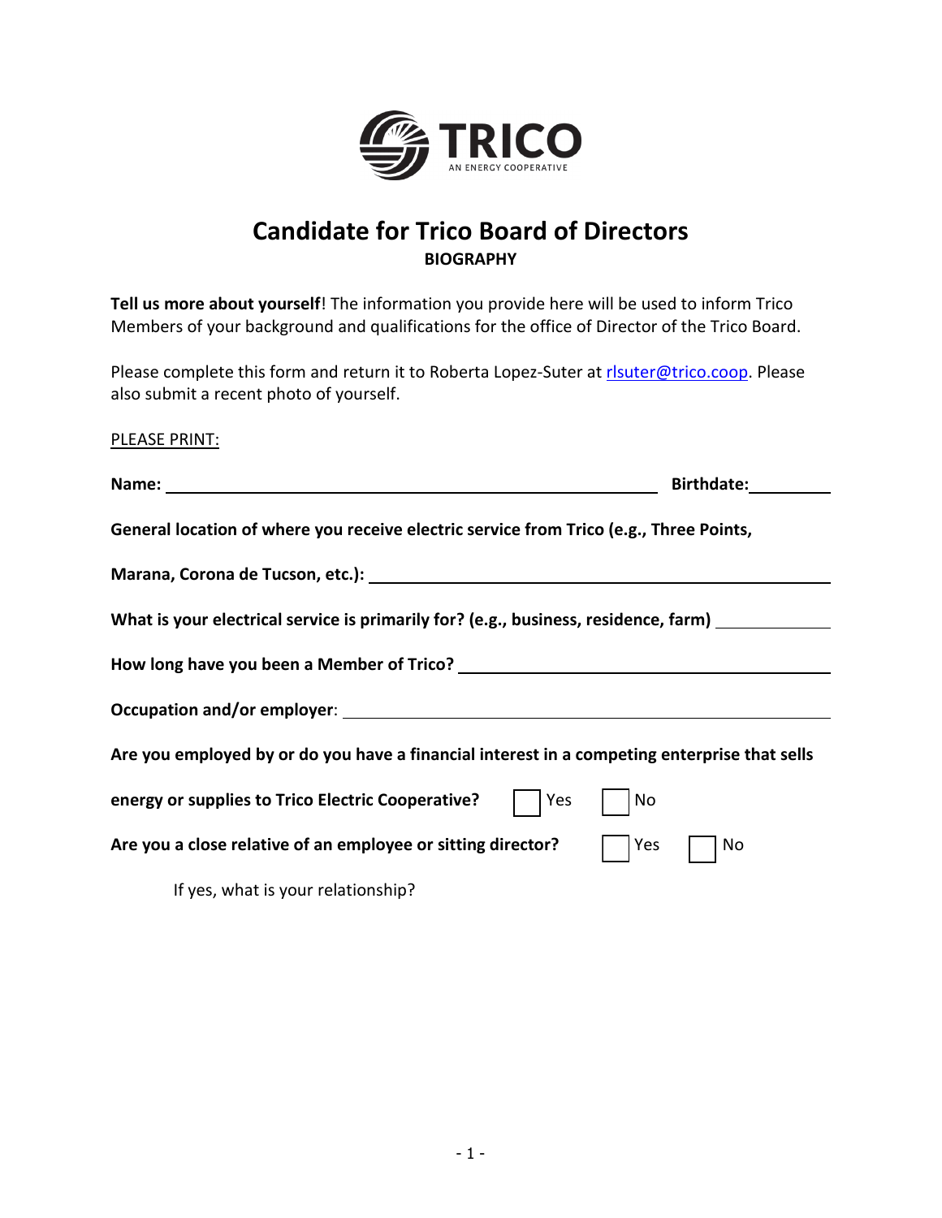TRICO
AN ENERGY COOPERATIVE

# Candidate for Trico Board of Directors

**BIOGRAPHY**

**Tell us more about yourself**! The information you provide here will be used to inform Trico Members of your background and qualifications for the office of Director of the Trico Board.

Please complete this form and return it to Roberta Lopez-Suter at rlsuter@trico.coop. Please also submit a recent photo of yourself.

PLEASE PRINT:

**Name:** ______________________________ **Birthdate:** __________

**General location of where you receive electric service from Trico (e.g., Three Points, Marana, Corona de Tucson, etc.):** ______________________________

**What is your electrical service is primarily for? (e.g., business, residence, farm)** __________

**How long have you been a Member of Trico?** ______________________________

**Occupation and/or employer**: ______________________________

**Are you employed by or do you have a financial interest in a competing enterprise that sells energy or supplies to Trico Electric Cooperative?** ☐ Yes ☐ No

**Are you a close relative of an employee or sitting director?** ☐ Yes ☐ No

If yes, what is your relationship?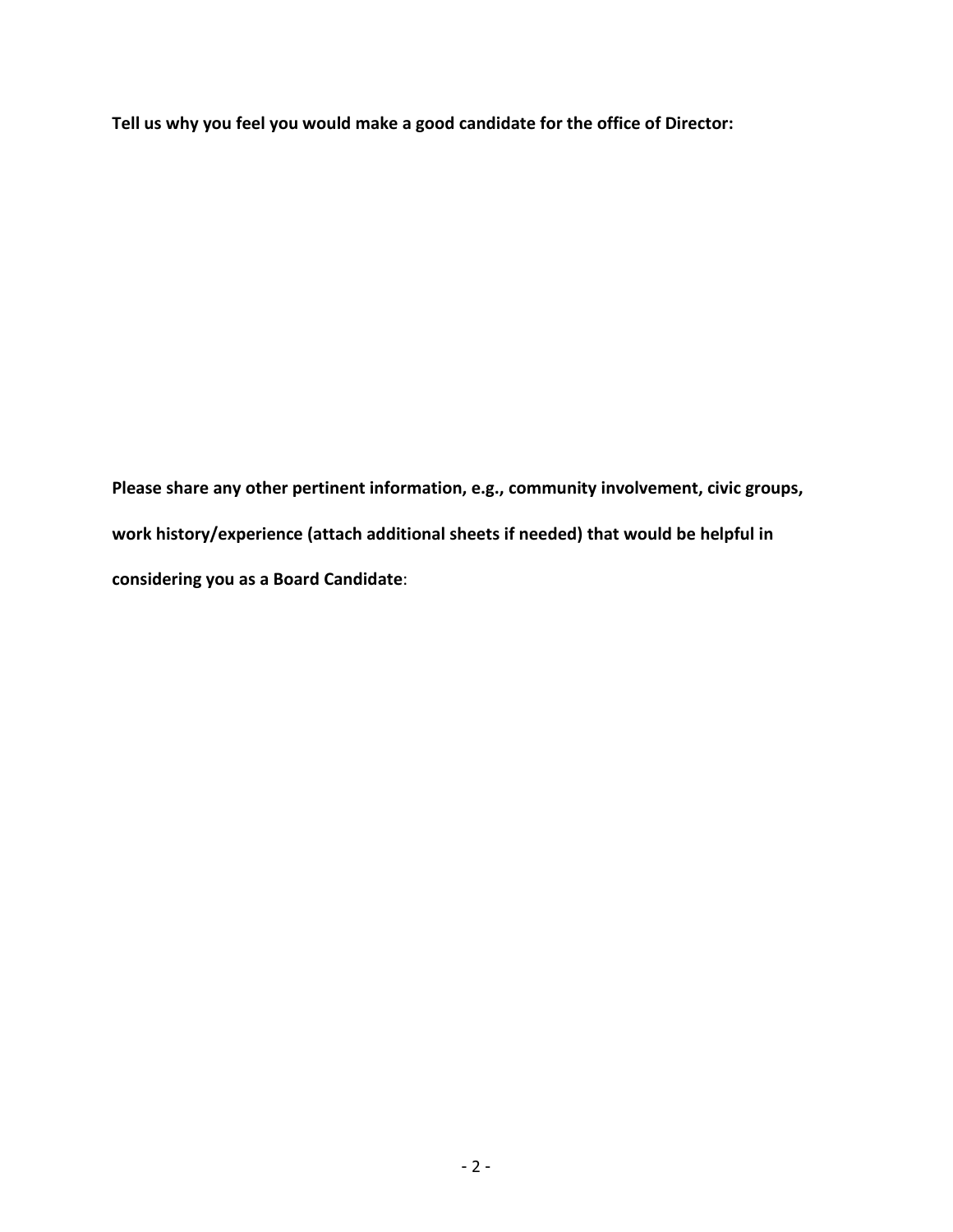**Tell us why you feel you would make a good candidate for the office of Director:**

**Please share any other pertinent information, e.g., community involvement, civic groups, work history/experience (attach additional sheets if needed) that would be helpful in considering you as a Board Candidate**: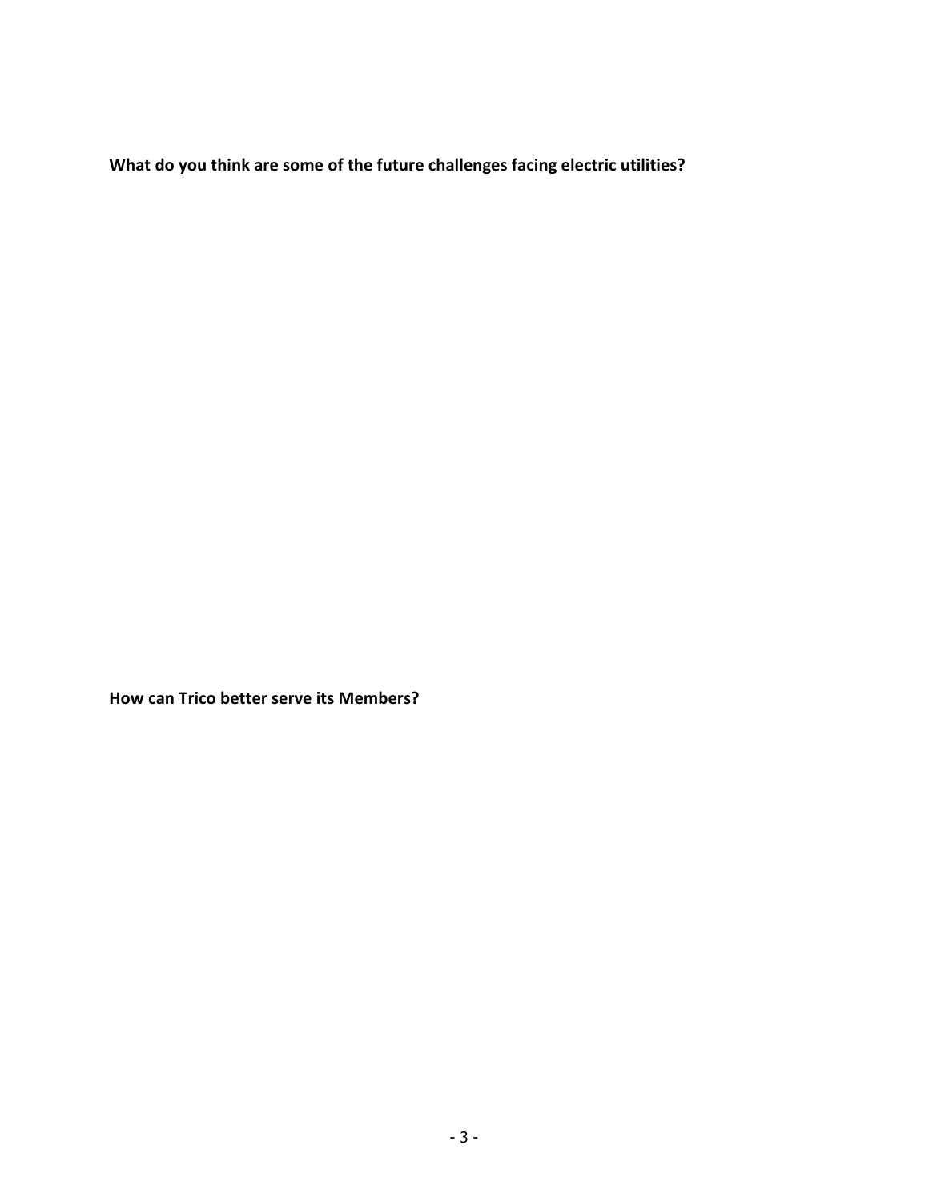**What do you think are some of the future challenges facing electric utilities?**

**How can Trico better serve its Members?**